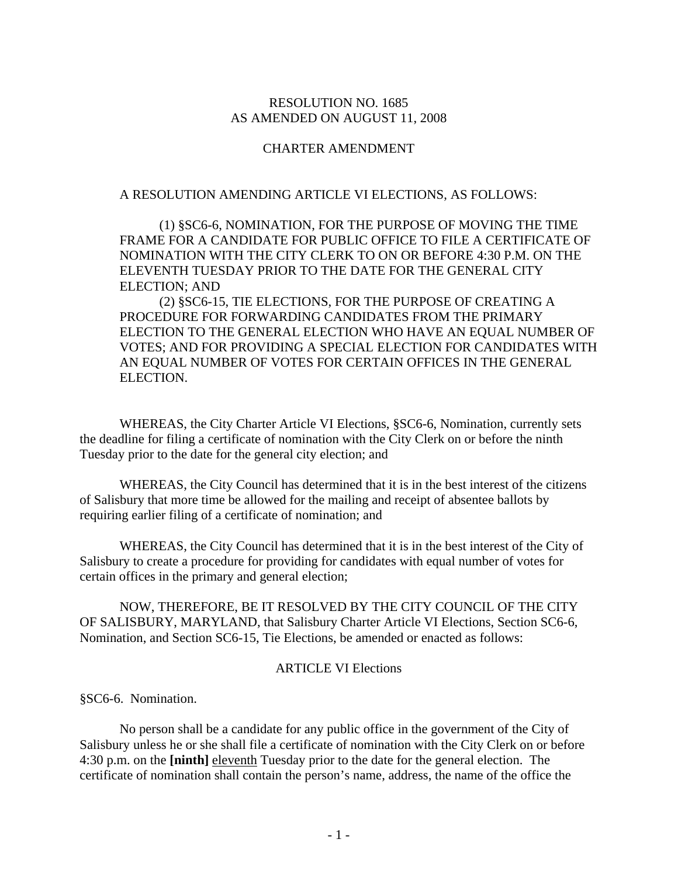RESOLUTION NO. 1685
AS AMENDED ON AUGUST 11, 2008

CHARTER AMENDMENT

A RESOLUTION AMENDING ARTICLE VI ELECTIONS, AS FOLLOWS:

(1) §SC6-6, NOMINATION, FOR THE PURPOSE OF MOVING THE TIME FRAME FOR A CANDIDATE FOR PUBLIC OFFICE TO FILE A CERTIFICATE OF NOMINATION WITH THE CITY CLERK TO ON OR BEFORE 4:30 P.M. ON THE ELEVENTH TUESDAY PRIOR TO THE DATE FOR THE GENERAL CITY ELECTION; AND

(2) §SC6-15, TIE ELECTIONS, FOR THE PURPOSE OF CREATING A PROCEDURE FOR FORWARDING CANDIDATES FROM THE PRIMARY ELECTION TO THE GENERAL ELECTION WHO HAVE AN EQUAL NUMBER OF VOTES; AND FOR PROVIDING A SPECIAL ELECTION FOR CANDIDATES WITH AN EQUAL NUMBER OF VOTES FOR CERTAIN OFFICES IN THE GENERAL ELECTION.

WHEREAS, the City Charter Article VI Elections, §SC6-6, Nomination, currently sets the deadline for filing a certificate of nomination with the City Clerk on or before the ninth Tuesday prior to the date for the general city election; and

WHEREAS, the City Council has determined that it is in the best interest of the citizens of Salisbury that more time be allowed for the mailing and receipt of absentee ballots by requiring earlier filing of a certificate of nomination; and

WHEREAS, the City Council has determined that it is in the best interest of the City of Salisbury to create a procedure for providing for candidates with equal number of votes for certain offices in the primary and general election;

NOW, THEREFORE, BE IT RESOLVED BY THE CITY COUNCIL OF THE CITY OF SALISBURY, MARYLAND, that Salisbury Charter Article VI Elections, Section SC6-6, Nomination, and Section SC6-15, Tie Elections, be amended or enacted as follows:

ARTICLE VI Elections

§SC6-6. Nomination.

No person shall be a candidate for any public office in the government of the City of Salisbury unless he or she shall file a certificate of nomination with the City Clerk on or before 4:30 p.m. on the **[ninth]** <u>eleventh</u> Tuesday prior to the date for the general election. The certificate of nomination shall contain the person's name, address, the name of the office the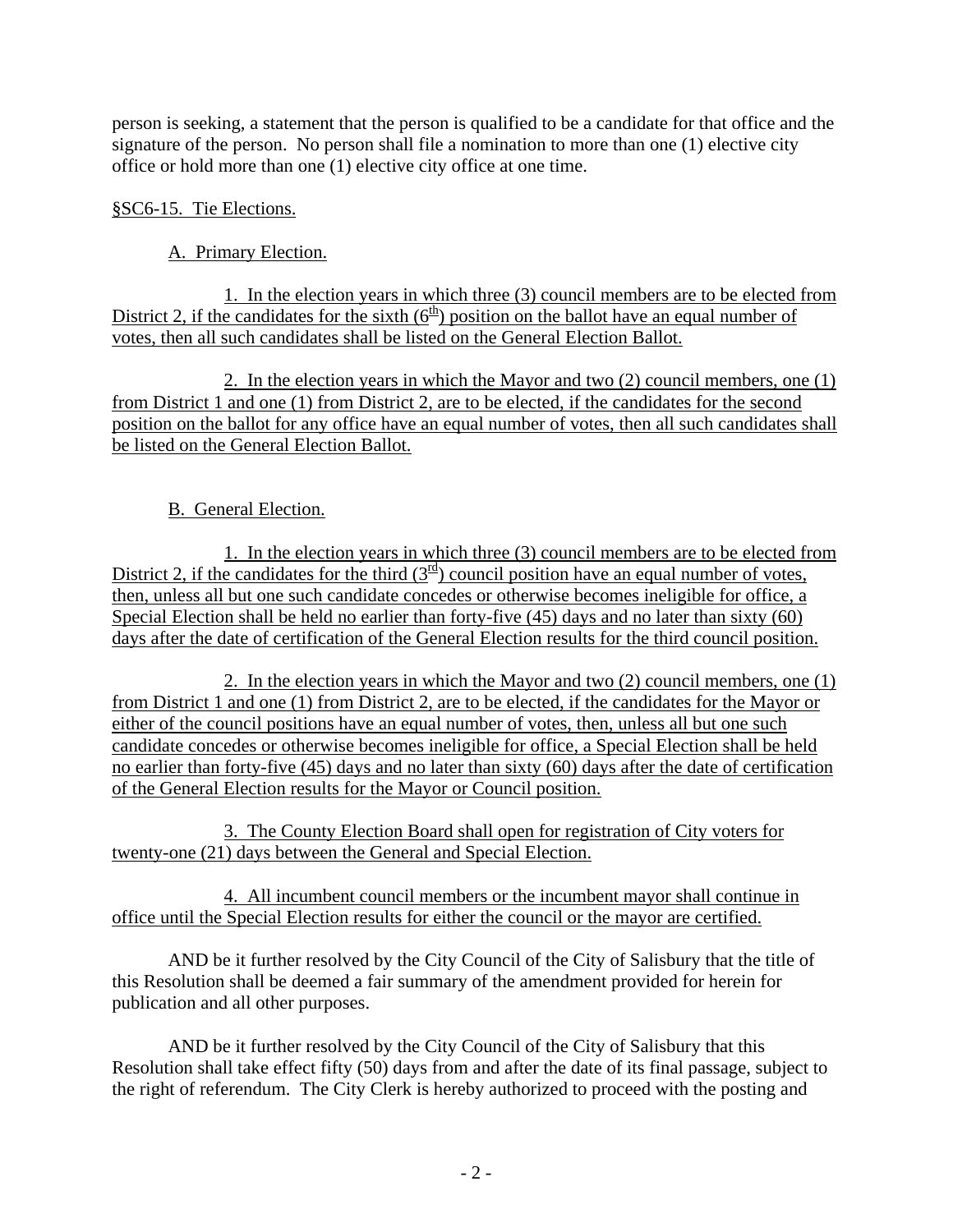person is seeking, a statement that the person is qualified to be a candidate for that office and the signature of the person. No person shall file a nomination to more than one (1) elective city office or hold more than one (1) elective city office at one time.

§SC6-15. Tie Elections.

A. Primary Election.

1. In the election years in which three (3) council members are to be elected from District 2, if the candidates for the sixth (6th) position on the ballot have an equal number of votes, then all such candidates shall be listed on the General Election Ballot.

2. In the election years in which the Mayor and two (2) council members, one (1) from District 1 and one (1) from District 2, are to be elected, if the candidates for the second position on the ballot for any office have an equal number of votes, then all such candidates shall be listed on the General Election Ballot.

B. General Election.

1. In the election years in which three (3) council members are to be elected from District 2, if the candidates for the third (3rd) council position have an equal number of votes, then, unless all but one such candidate concedes or otherwise becomes ineligible for office, a Special Election shall be held no earlier than forty-five (45) days and no later than sixty (60) days after the date of certification of the General Election results for the third council position.

2. In the election years in which the Mayor and two (2) council members, one (1) from District 1 and one (1) from District 2, are to be elected, if the candidates for the Mayor or either of the council positions have an equal number of votes, then, unless all but one such candidate concedes or otherwise becomes ineligible for office, a Special Election shall be held no earlier than forty-five (45) days and no later than sixty (60) days after the date of certification of the General Election results for the Mayor or Council position.

3. The County Election Board shall open for registration of City voters for twenty-one (21) days between the General and Special Election.

4. All incumbent council members or the incumbent mayor shall continue in office until the Special Election results for either the council or the mayor are certified.

AND be it further resolved by the City Council of the City of Salisbury that the title of this Resolution shall be deemed a fair summary of the amendment provided for herein for publication and all other purposes.

AND be it further resolved by the City Council of the City of Salisbury that this Resolution shall take effect fifty (50) days from and after the date of its final passage, subject to the right of referendum. The City Clerk is hereby authorized to proceed with the posting and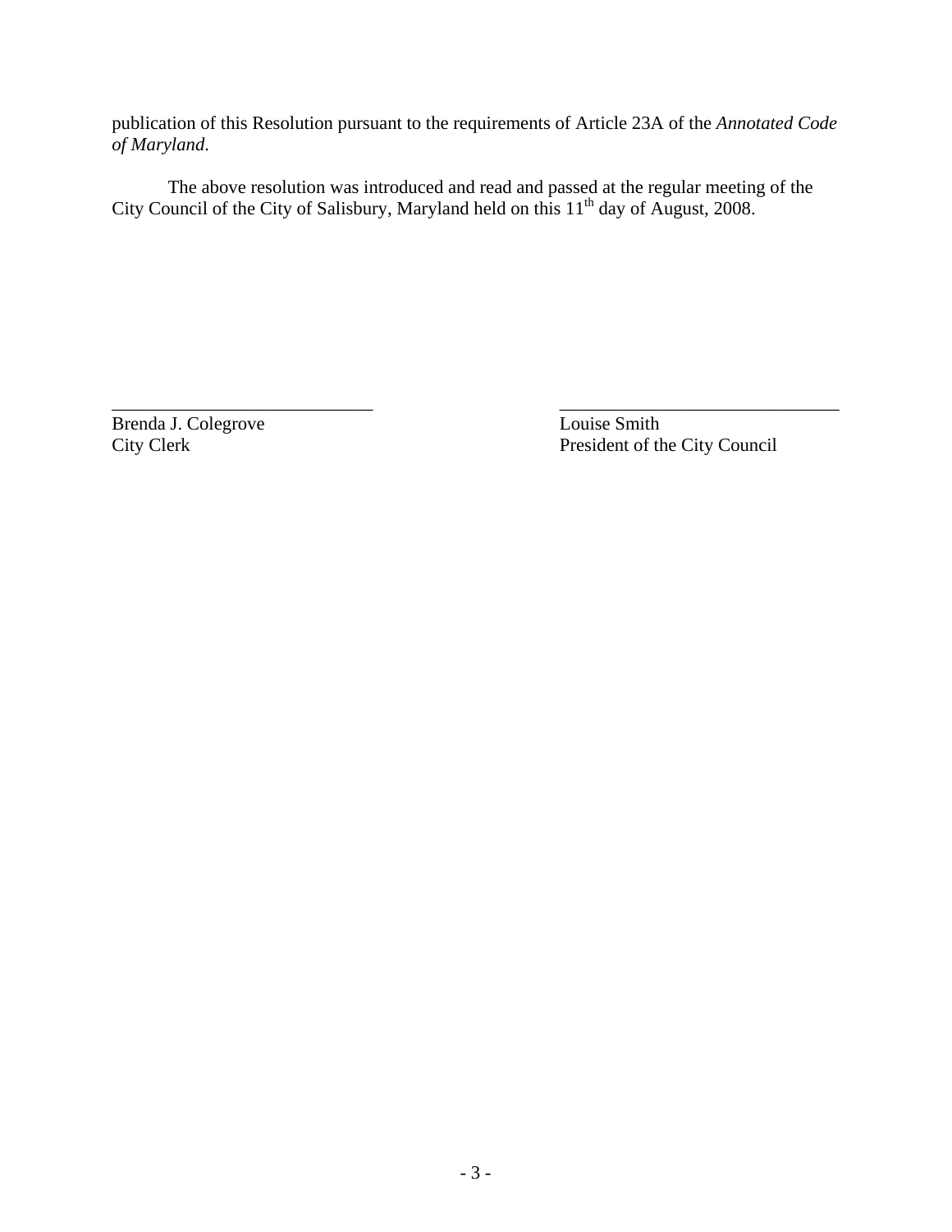publication of this Resolution pursuant to the requirements of Article 23A of the *Annotated Code of Maryland*.

The above resolution was introduced and read and passed at the regular meeting of the City Council of the City of Salisbury, Maryland held on this 11th day of August, 2008.

| | |
|---|---|
| _____________________________ | _______________________________ |
| Brenda J. Colegrove | Louise Smith |
| City Clerk | President of the City Council |